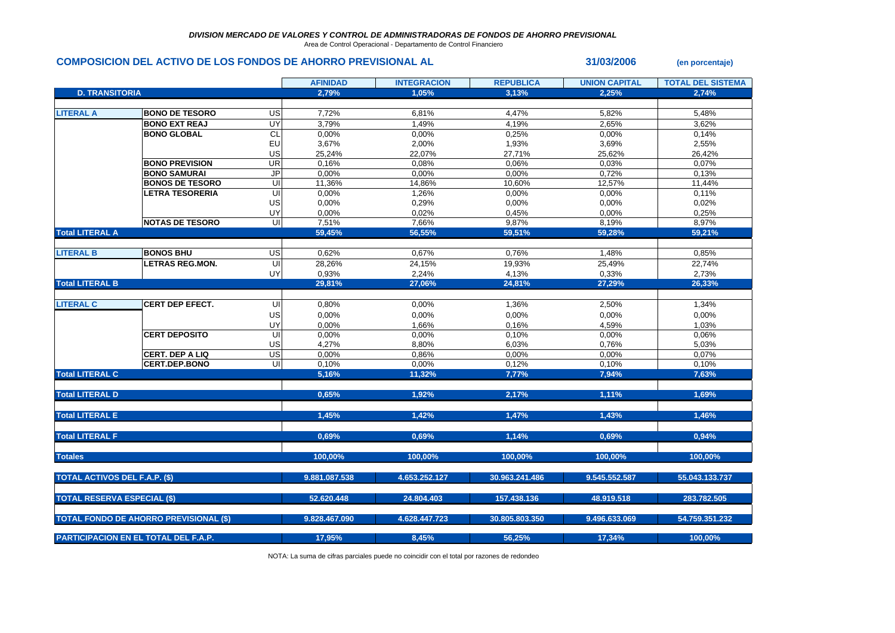*DIVISION MERCADO DE VALORES Y CONTROL DE ADMINISTRADORAS DE FONDOS DE AHORRO PREVISIONAL*

Area de Control Operacional - Departamento de Control Financiero

## COMPOSICION DEL ACTIVO DE LOS FONDOS DE AHORRO PREVISIONAL AL 31/03/2006 (en porcentaje)

| | | | AFINIDAD | INTEGRACION | REPUBLICA | UNION CAPITAL | TOTAL DEL SISTEMA |
|---|---|---|---|---|---|---|---|
| **D. TRANSITORIA** | | | 2,79% | 1,05% | 3,13% | 2,25% | 2,74% |
| **LITERAL A** | **BONO DE TESORO** | US | 7,72% | 6,81% | 4,47% | 5,82% | 5,48% |
| | **BONO EXT REAJ** | UY | 3,79% | 1,49% | 4,19% | 2,65% | 3,62% |
| | **BONO GLOBAL** | CL | 0,00% | 0,00% | 0,25% | 0,00% | 0,14% |
| | | EU | 3,67% | 2,00% | 1,93% | 3,69% | 2,55% |
| | | US | 25,24% | 22,07% | 27,71% | 25,62% | 26,42% |
| | **BONO PREVISION** | UR | 0,16% | 0,08% | 0,06% | 0,03% | 0,07% |
| | **BONO SAMURAI** | JP | 0,00% | 0,00% | 0,00% | 0,72% | 0,13% |
| | **BONOS DE TESORO** | UI | 11,36% | 14,86% | 10,60% | 12,57% | 11,44% |
| | **LETRA TESORERIA** | UI | 0,00% | 1,26% | 0,00% | 0,00% | 0,11% |
| | | US | 0,00% | 0,29% | 0,00% | 0,00% | 0,02% |
| | | UY | 0,00% | 0,02% | 0,45% | 0,00% | 0,25% |
| | **NOTAS DE TESORO** | UI | 7,51% | 7,66% | 9,87% | 8,19% | 8,97% |
| **Total LITERAL A** | | | 59,45% | 56,55% | 59,51% | 59,28% | 59,21% |
| **LITERAL B** | **BONOS BHU** | US | 0,62% | 0,67% | 0,76% | 1,48% | 0,85% |
| | **LETRAS REG.MON.** | UI | 28,26% | 24,15% | 19,93% | 25,49% | 22,74% |
| | | UY | 0,93% | 2,24% | 4,13% | 0,33% | 2,73% |
| **Total LITERAL B** | | | 29,81% | 27,06% | 24,81% | 27,29% | 26,33% |
| **LITERAL C** | **CERT DEP EFECT.** | UI | 0,80% | 0,00% | 1,36% | 2,50% | 1,34% |
| | | US | 0,00% | 0,00% | 0,00% | 0,00% | 0,00% |
| | | UY | 0,00% | 1,66% | 0,16% | 4,59% | 1,03% |
| | **CERT DEPOSITO** | UI | 0,00% | 0,00% | 0,10% | 0,00% | 0,06% |
| | | US | 4,27% | 8,80% | 6,03% | 0,76% | 5,03% |
| | **CERT. DEP A LIQ** | US | 0,00% | 0,86% | 0,00% | 0,00% | 0,07% |
| | **CERT.DEP.BONO** | UI | 0,10% | 0,00% | 0,12% | 0,10% | 0,10% |
| **Total LITERAL C** | | | 5,16% | 11,32% | 7,77% | 7,94% | 7,63% |
| **Total LITERAL D** | | | 0,65% | 1,92% | 2,17% | 1,11% | 1,69% |
| **Total LITERAL E** | | | 1,45% | 1,42% | 1,47% | 1,43% | 1,46% |
| **Total LITERAL F** | | | 0,69% | 0,69% | 1,14% | 0,69% | 0,94% |
| **Totales** | | | 100,00% | 100,00% | 100,00% | 100,00% | 100,00% |
| **TOTAL ACTIVOS DEL F.A.P. ($)** | | | 9.881.087.538 | 4.653.252.127 | 30.963.241.486 | 9.545.552.587 | 55.043.133.737 |
| **TOTAL RESERVA ESPECIAL ($)** | | | 52.620.448 | 24.804.403 | 157.438.136 | 48.919.518 | 283.782.505 |
| **TOTAL FONDO DE AHORRO PREVISIONAL ($)** | | | 9.828.467.090 | 4.628.447.723 | 30.805.803.350 | 9.496.633.069 | 54.759.351.232 |
| **PARTICIPACION EN EL TOTAL DEL F.A.P.** | | | 17,95% | 8,45% | 56,25% | 17,34% | 100,00% |

NOTA: La suma de cifras parciales puede no coincidir con el total por razones de redondeo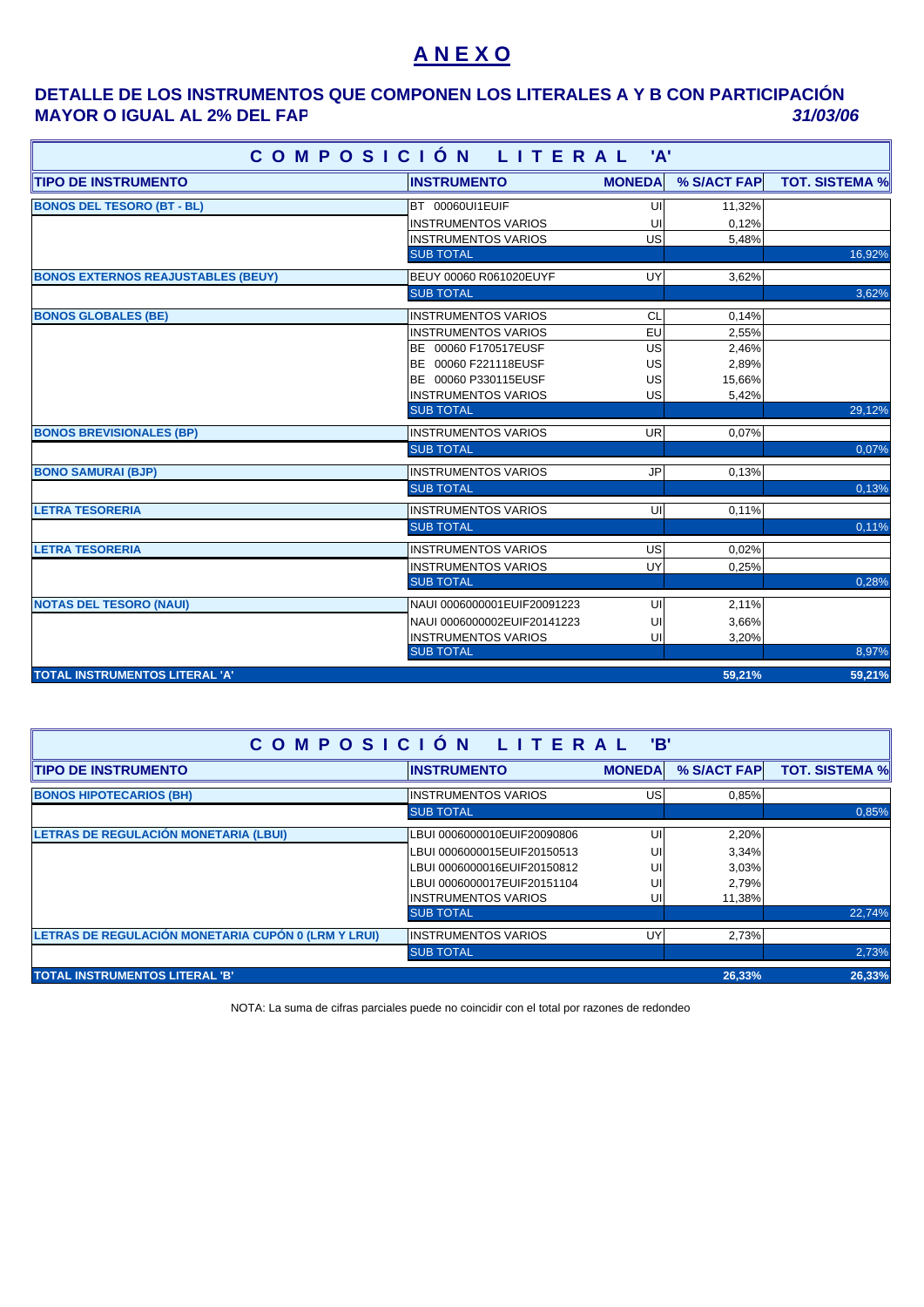# ANEXO

## DETALLE DE LOS INSTRUMENTOS QUE COMPONEN LOS LITERALES A Y B CON PARTICIPACIÓN MAYOR O IGUAL AL 2% DEL FAP

*31/03/06*

### COMPOSICIÓN LITERAL 'A'

| TIPO DE INSTRUMENTO | INSTRUMENTO | MONEDA | % S/ACT FAP | TOT. SISTEMA % |
|---|---|---|---|---|
| **BONOS DEL TESORO (BT - BL)** | BT 00060UI1EUIF | UI | 11,32% | |
| | INSTRUMENTOS VARIOS | UI | 0,12% | |
| | INSTRUMENTOS VARIOS | US | 5,48% | |
| | SUB TOTAL | | | 16,92% |
| **BONOS EXTERNOS REAJUSTABLES (BEUY)** | BEUY 00060 R061020EUYF | UY | 3,62% | |
| | SUB TOTAL | | | 3,62% |
| **BONOS GLOBALES (BE)** | INSTRUMENTOS VARIOS | CL | 0,14% | |
| | INSTRUMENTOS VARIOS | EU | 2,55% | |
| | BE 00060 F170517EUSF | US | 2,46% | |
| | BE 00060 F221118EUSF | US | 2,89% | |
| | BE 00060 P330115EUSF | US | 15,66% | |
| | INSTRUMENTOS VARIOS | US | 5,42% | |
| | SUB TOTAL | | | 29,12% |
| **BONOS BREVISIONALES (BP)** | INSTRUMENTOS VARIOS | UR | 0,07% | |
| | SUB TOTAL | | | 0,07% |
| **BONO SAMURAI (BJP)** | INSTRUMENTOS VARIOS | JP | 0,13% | |
| | SUB TOTAL | | | 0,13% |
| **LETRA TESORERIA** | INSTRUMENTOS VARIOS | UI | 0,11% | |
| | SUB TOTAL | | | 0,11% |
| **LETRA TESORERIA** | INSTRUMENTOS VARIOS | US | 0,02% | |
| | INSTRUMENTOS VARIOS | UY | 0,25% | |
| | SUB TOTAL | | | 0,28% |
| **NOTAS DEL TESORO (NAUI)** | NAUI 0006000001EUIF20091223 | UI | 2,11% | |
| | NAUI 0006000002EUIF20141223 | UI | 3,66% | |
| | INSTRUMENTOS VARIOS | UI | 3,20% | |
| | SUB TOTAL | | | 8,97% |
| **TOTAL INSTRUMENTOS LITERAL 'A'** | | | 59,21% | 59,21% |

### COMPOSICIÓN LITERAL 'B'

| TIPO DE INSTRUMENTO | INSTRUMENTO | MONEDA | % S/ACT FAP | TOT. SISTEMA % |
|---|---|---|---|---|
| **BONOS HIPOTECARIOS (BH)** | INSTRUMENTOS VARIOS | US | 0,85% | |
| | SUB TOTAL | | | 0,85% |
| **LETRAS DE REGULACIÓN MONETARIA (LBUI)** | LBUI 0006000010EUIF20090806 | UI | 2,20% | |
| | LBUI 0006000015EUIF20150513 | UI | 3,34% | |
| | LBUI 0006000016EUIF20150812 | UI | 3,03% | |
| | LBUI 0006000017EUIF20151104 | UI | 2,79% | |
| | INSTRUMENTOS VARIOS | UI | 11,38% | |
| | SUB TOTAL | | | 22,74% |
| **LETRAS DE REGULACIÓN MONETARIA CUPÓN 0 (LRM Y LRUI)** | INSTRUMENTOS VARIOS | UY | 2,73% | |
| | SUB TOTAL | | | 2,73% |
| **TOTAL INSTRUMENTOS LITERAL 'B'** | | | 26,33% | 26,33% |

NOTA: La suma de cifras parciales puede no coincidir con el total por razones de redondeo